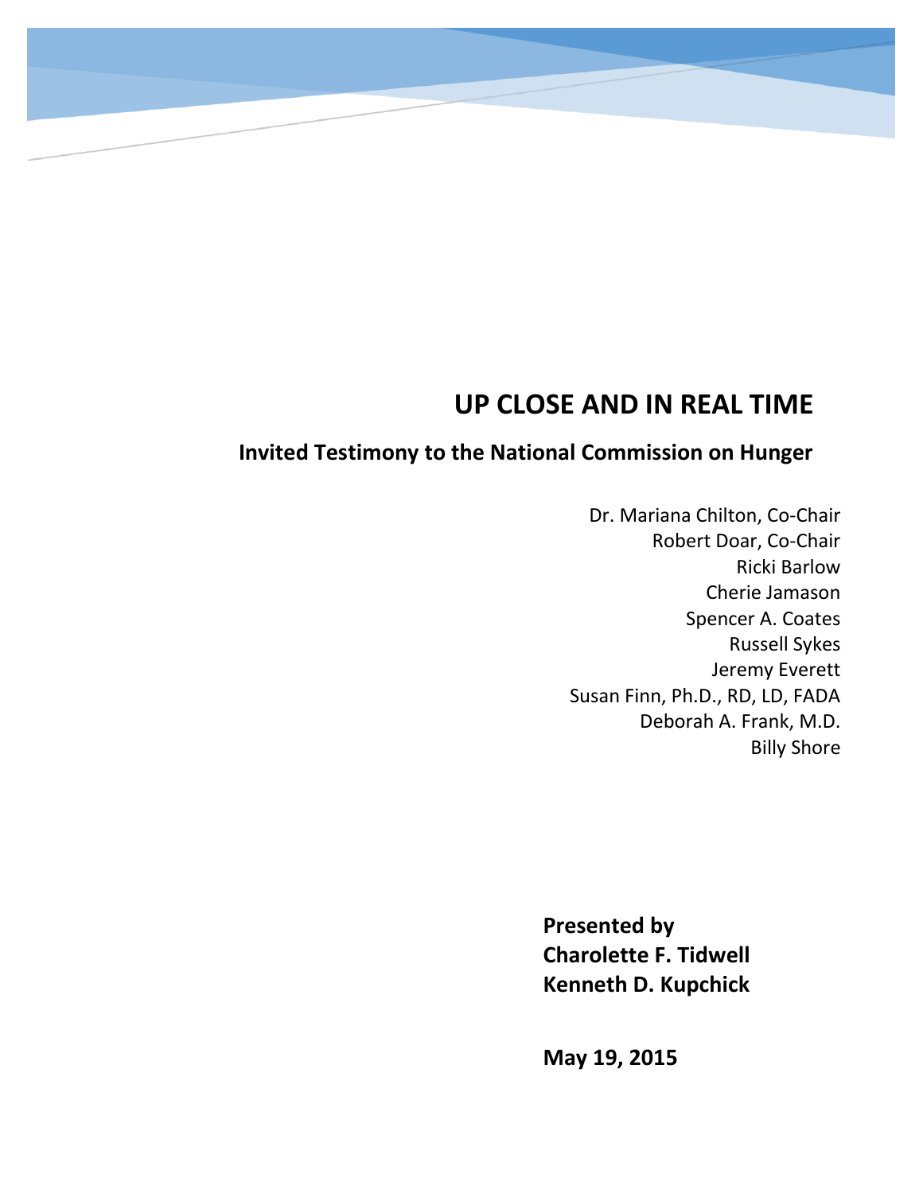# UP CLOSE AND IN REAL TIME

## Invited Testimony to the National Commission on Hunger

Dr. Mariana Chilton, Co-Chair
Robert Doar, Co-Chair
Ricki Barlow
Cherie Jamason
Spencer A. Coates
Russell Sykes
Jeremy Everett
Susan Finn, Ph.D., RD, LD, FADA
Deborah A. Frank, M.D.
Billy Shore

**Presented by**
**Charolette F. Tidwell**
**Kenneth D. Kupchick**

**May 19, 2015**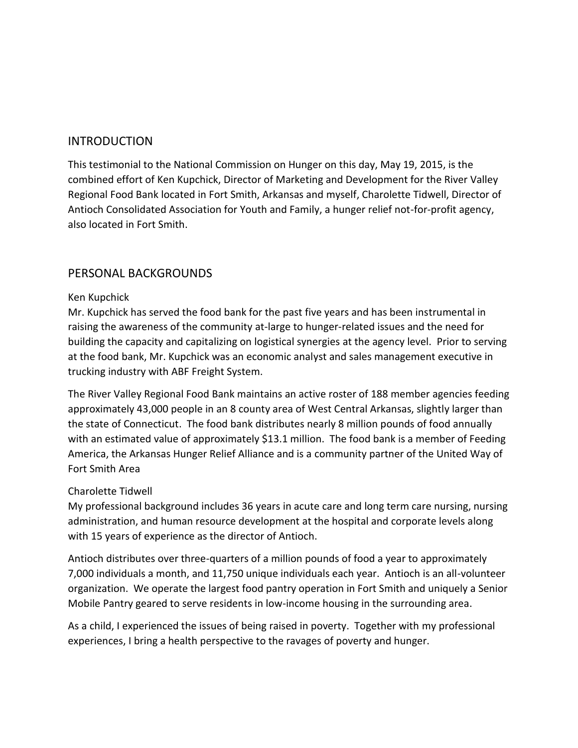## INTRODUCTION

This testimonial to the National Commission on Hunger on this day, May 19, 2015, is the combined effort of Ken Kupchick, Director of Marketing and Development for the River Valley Regional Food Bank located in Fort Smith, Arkansas and myself, Charolette Tidwell, Director of Antioch Consolidated Association for Youth and Family, a hunger relief not-for-profit agency, also located in Fort Smith.

## PERSONAL BACKGROUNDS

### Ken Kupchick

Mr. Kupchick has served the food bank for the past five years and has been instrumental in raising the awareness of the community at-large to hunger-related issues and the need for building the capacity and capitalizing on logistical synergies at the agency level. Prior to serving at the food bank, Mr. Kupchick was an economic analyst and sales management executive in trucking industry with ABF Freight System.

The River Valley Regional Food Bank maintains an active roster of 188 member agencies feeding approximately 43,000 people in an 8 county area of West Central Arkansas, slightly larger than the state of Connecticut. The food bank distributes nearly 8 million pounds of food annually with an estimated value of approximately $13.1 million. The food bank is a member of Feeding America, the Arkansas Hunger Relief Alliance and is a community partner of the United Way of Fort Smith Area

### Charolette Tidwell

My professional background includes 36 years in acute care and long term care nursing, nursing administration, and human resource development at the hospital and corporate levels along with 15 years of experience as the director of Antioch.

Antioch distributes over three-quarters of a million pounds of food a year to approximately 7,000 individuals a month, and 11,750 unique individuals each year. Antioch is an all-volunteer organization. We operate the largest food pantry operation in Fort Smith and uniquely a Senior Mobile Pantry geared to serve residents in low-income housing in the surrounding area.

As a child, I experienced the issues of being raised in poverty. Together with my professional experiences, I bring a health perspective to the ravages of poverty and hunger.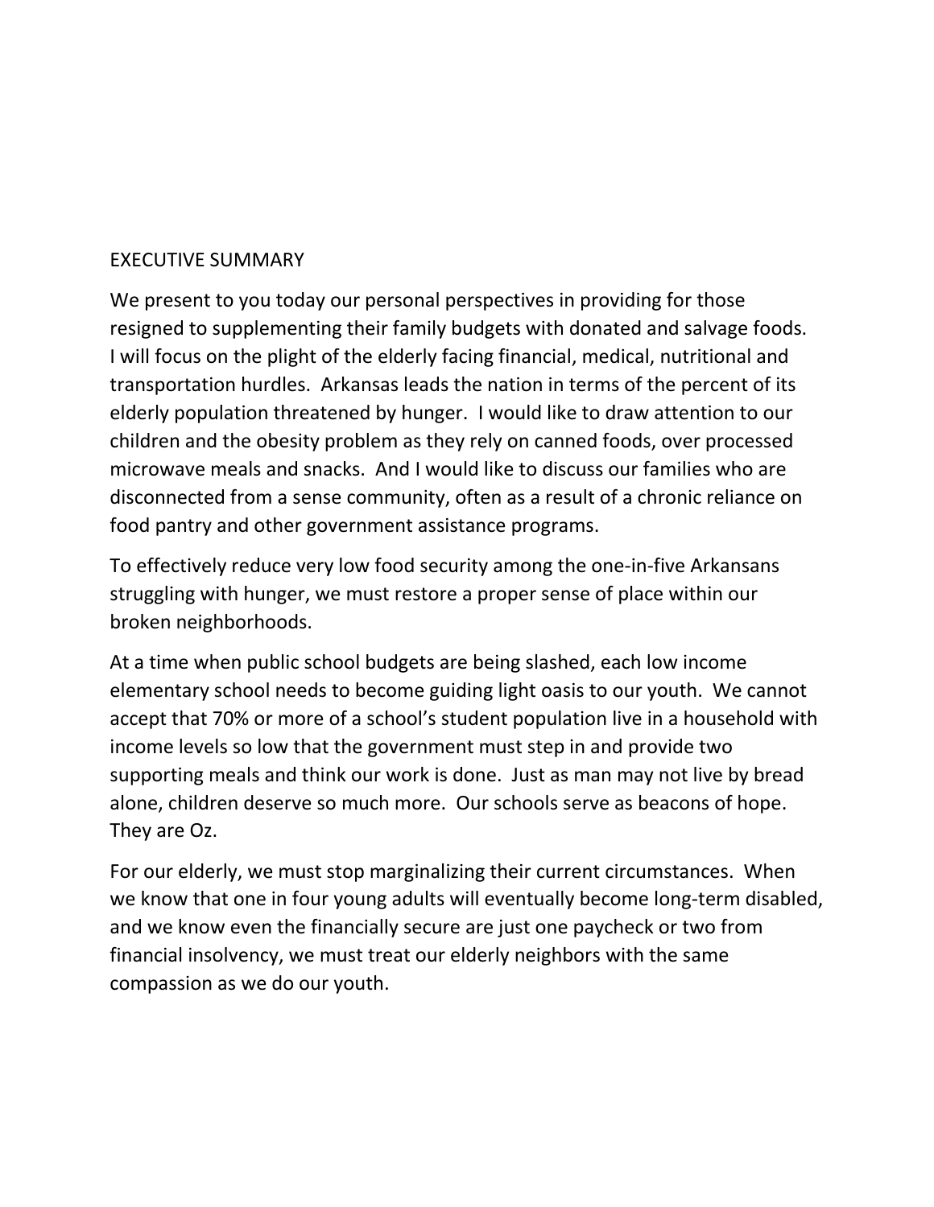# EXECUTIVE SUMMARY

We present to you today our personal perspectives in providing for those resigned to supplementing their family budgets with donated and salvage foods. I will focus on the plight of the elderly facing financial, medical, nutritional and transportation hurdles. Arkansas leads the nation in terms of the percent of its elderly population threatened by hunger. I would like to draw attention to our children and the obesity problem as they rely on canned foods, over processed microwave meals and snacks. And I would like to discuss our families who are disconnected from a sense community, often as a result of a chronic reliance on food pantry and other government assistance programs.

To effectively reduce very low food security among the one-in-five Arkansans struggling with hunger, we must restore a proper sense of place within our broken neighborhoods.

At a time when public school budgets are being slashed, each low income elementary school needs to become guiding light oasis to our youth. We cannot accept that 70% or more of a school's student population live in a household with income levels so low that the government must step in and provide two supporting meals and think our work is done. Just as man may not live by bread alone, children deserve so much more. Our schools serve as beacons of hope. They are Oz.

For our elderly, we must stop marginalizing their current circumstances. When we know that one in four young adults will eventually become long-term disabled, and we know even the financially secure are just one paycheck or two from financial insolvency, we must treat our elderly neighbors with the same compassion as we do our youth.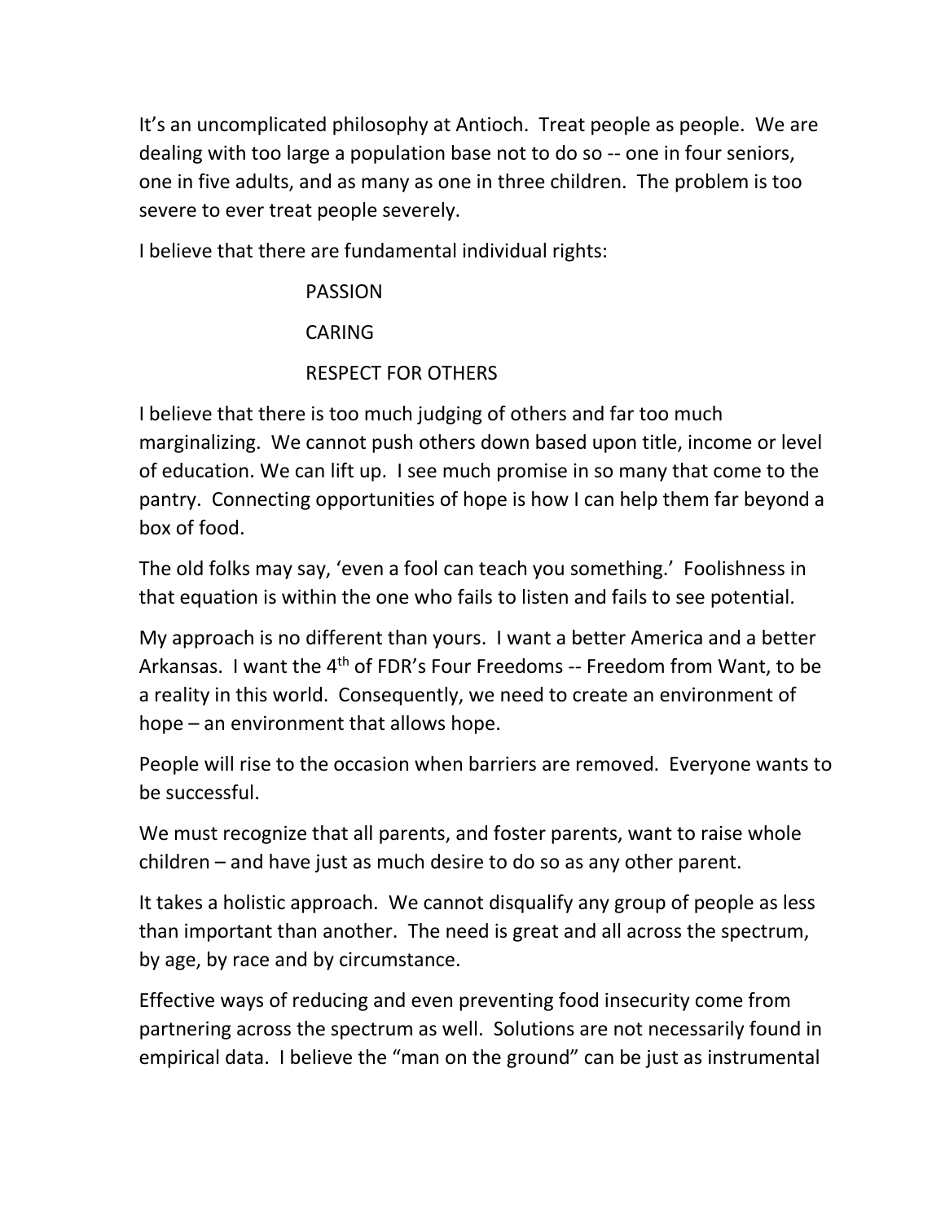It's an uncomplicated philosophy at Antioch. Treat people as people. We are dealing with too large a population base not to do so -- one in four seniors, one in five adults, and as many as one in three children. The problem is too severe to ever treat people severely.

I believe that there are fundamental individual rights:

PASSION

CARING

RESPECT FOR OTHERS

I believe that there is too much judging of others and far too much marginalizing. We cannot push others down based upon title, income or level of education. We can lift up. I see much promise in so many that come to the pantry. Connecting opportunities of hope is how I can help them far beyond a box of food.

The old folks may say, 'even a fool can teach you something.' Foolishness in that equation is within the one who fails to listen and fails to see potential.

My approach is no different than yours. I want a better America and a better Arkansas. I want the 4th of FDR's Four Freedoms -- Freedom from Want, to be a reality in this world. Consequently, we need to create an environment of hope – an environment that allows hope.

People will rise to the occasion when barriers are removed. Everyone wants to be successful.

We must recognize that all parents, and foster parents, want to raise whole children – and have just as much desire to do so as any other parent.

It takes a holistic approach. We cannot disqualify any group of people as less than important than another. The need is great and all across the spectrum, by age, by race and by circumstance.

Effective ways of reducing and even preventing food insecurity come from partnering across the spectrum as well. Solutions are not necessarily found in empirical data. I believe the "man on the ground" can be just as instrumental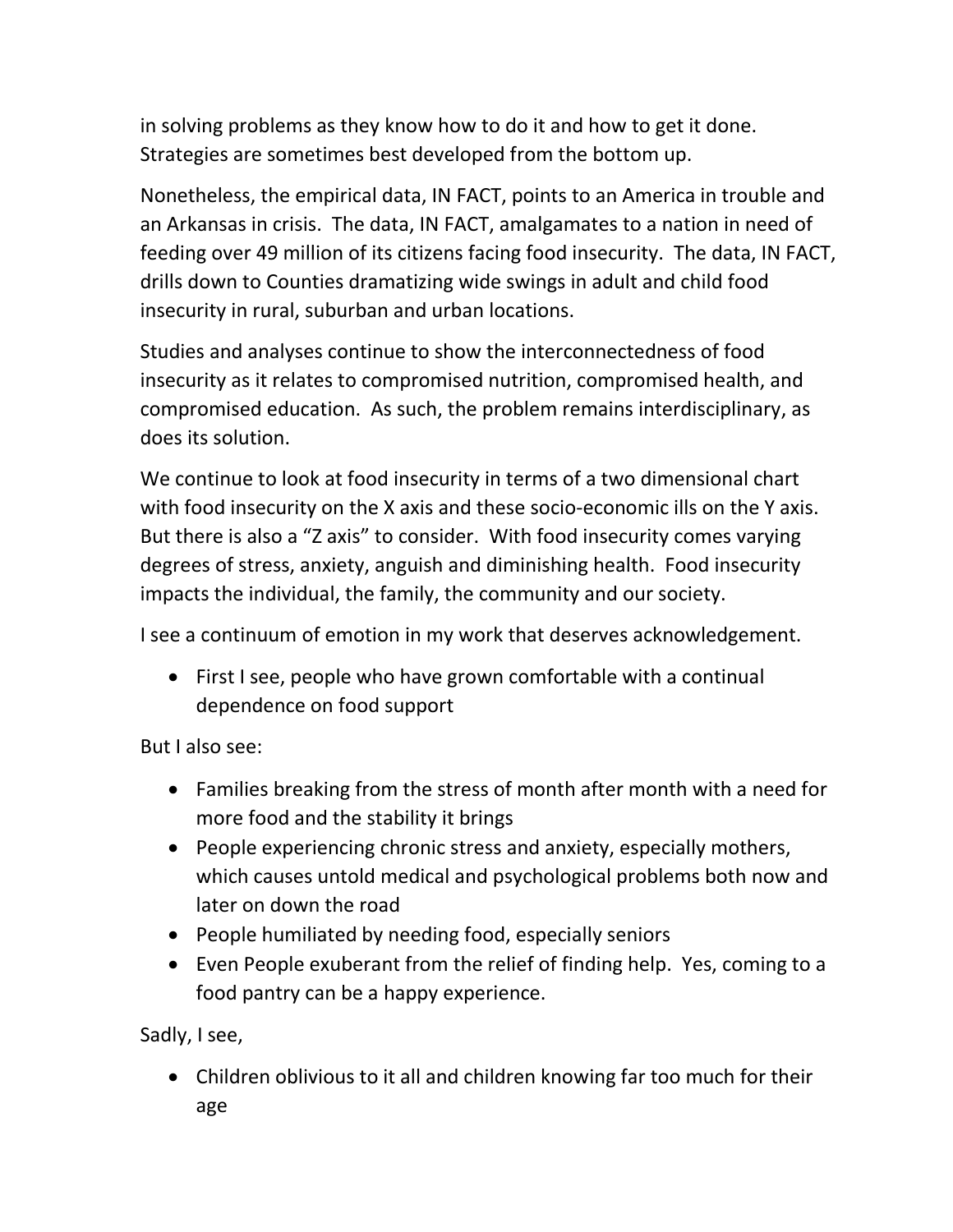in solving problems as they know how to do it and how to get it done. Strategies are sometimes best developed from the bottom up.

Nonetheless, the empirical data, IN FACT, points to an America in trouble and an Arkansas in crisis. The data, IN FACT, amalgamates to a nation in need of feeding over 49 million of its citizens facing food insecurity. The data, IN FACT, drills down to Counties dramatizing wide swings in adult and child food insecurity in rural, suburban and urban locations.

Studies and analyses continue to show the interconnectedness of food insecurity as it relates to compromised nutrition, compromised health, and compromised education. As such, the problem remains interdisciplinary, as does its solution.

We continue to look at food insecurity in terms of a two dimensional chart with food insecurity on the X axis and these socio-economic ills on the Y axis. But there is also a "Z axis" to consider. With food insecurity comes varying degrees of stress, anxiety, anguish and diminishing health. Food insecurity impacts the individual, the family, the community and our society.

I see a continuum of emotion in my work that deserves acknowledgement.

- First I see, people who have grown comfortable with a continual dependence on food support

But I also see:

- Families breaking from the stress of month after month with a need for more food and the stability it brings
- People experiencing chronic stress and anxiety, especially mothers, which causes untold medical and psychological problems both now and later on down the road
- People humiliated by needing food, especially seniors
- Even People exuberant from the relief of finding help. Yes, coming to a food pantry can be a happy experience.

Sadly, I see,

- Children oblivious to it all and children knowing far too much for their age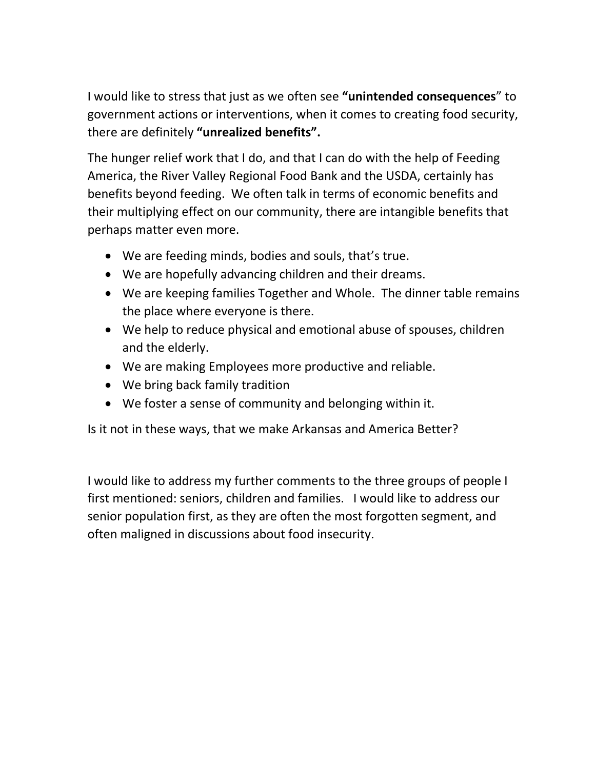I would like to stress that just as we often see **“unintended consequences**” to government actions or interventions, when it comes to creating food security, there are definitely **“unrealized benefits”.**

The hunger relief work that I do, and that I can do with the help of Feeding America, the River Valley Regional Food Bank and the USDA, certainly has benefits beyond feeding. We often talk in terms of economic benefits and their multiplying effect on our community, there are intangible benefits that perhaps matter even more.

- We are feeding minds, bodies and souls, that’s true.
- We are hopefully advancing children and their dreams.
- We are keeping families Together and Whole. The dinner table remains the place where everyone is there.
- We help to reduce physical and emotional abuse of spouses, children and the elderly.
- We are making Employees more productive and reliable.
- We bring back family tradition
- We foster a sense of community and belonging within it.

Is it not in these ways, that we make Arkansas and America Better?

I would like to address my further comments to the three groups of people I first mentioned: seniors, children and families. I would like to address our senior population first, as they are often the most forgotten segment, and often maligned in discussions about food insecurity.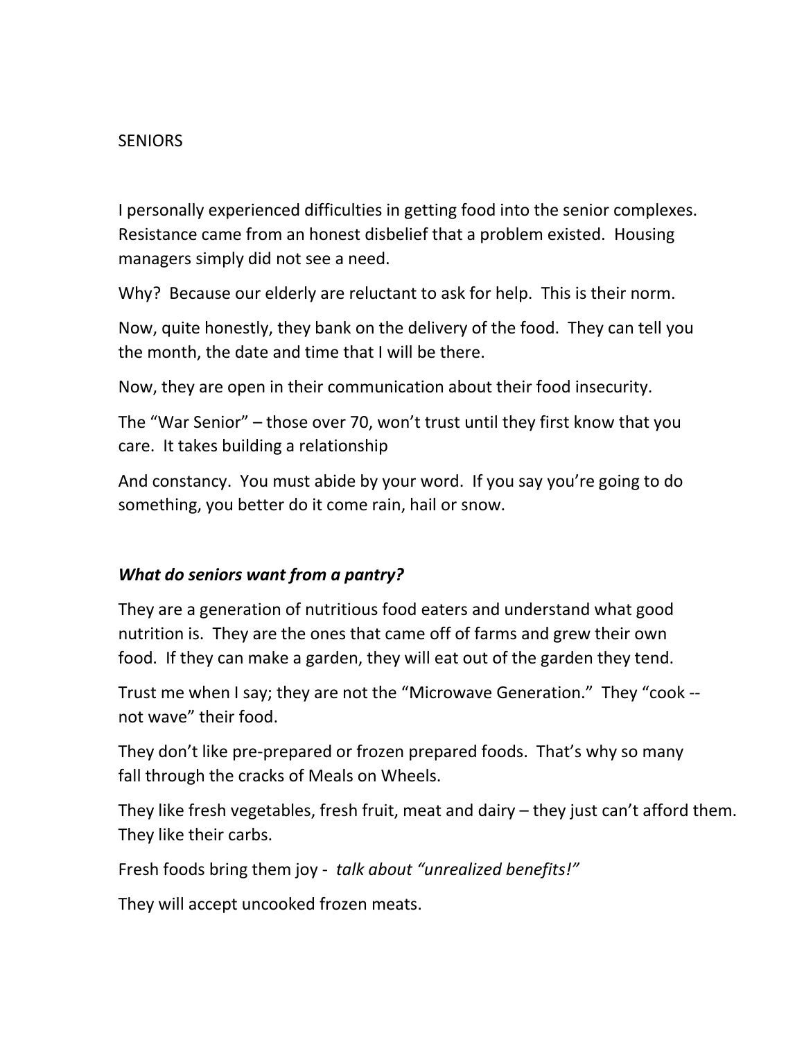SENIORS

I personally experienced difficulties in getting food into the senior complexes. Resistance came from an honest disbelief that a problem existed. Housing managers simply did not see a need.

Why? Because our elderly are reluctant to ask for help. This is their norm.

Now, quite honestly, they bank on the delivery of the food. They can tell you the month, the date and time that I will be there.

Now, they are open in their communication about their food insecurity.

The "War Senior" – those over 70, won't trust until they first know that you care. It takes building a relationship

And constancy. You must abide by your word. If you say you're going to do something, you better do it come rain, hail or snow.

***What do seniors want from a pantry?***

They are a generation of nutritious food eaters and understand what good nutrition is. They are the ones that came off of farms and grew their own food. If they can make a garden, they will eat out of the garden they tend.

Trust me when I say; they are not the "Microwave Generation." They "cook -- not wave" their food.

They don't like pre-prepared or frozen prepared foods. That's why so many fall through the cracks of Meals on Wheels.

They like fresh vegetables, fresh fruit, meat and dairy – they just can't afford them. They like their carbs.

Fresh foods bring them joy - *talk about "unrealized benefits!"*

They will accept uncooked frozen meats.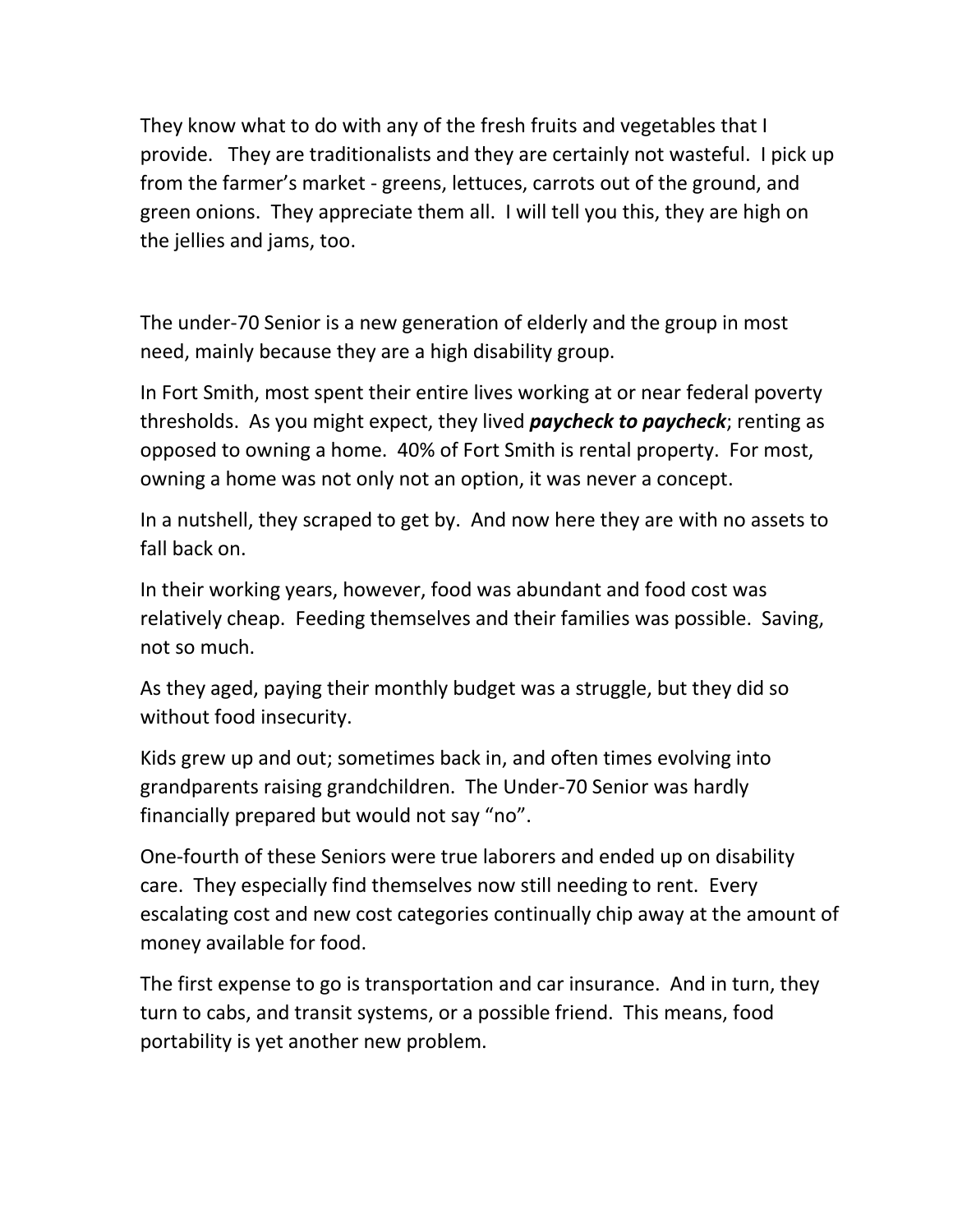They know what to do with any of the fresh fruits and vegetables that I provide. They are traditionalists and they are certainly not wasteful. I pick up from the farmer's market - greens, lettuces, carrots out of the ground, and green onions. They appreciate them all. I will tell you this, they are high on the jellies and jams, too.

The under-70 Senior is a new generation of elderly and the group in most need, mainly because they are a high disability group.

In Fort Smith, most spent their entire lives working at or near federal poverty thresholds. As you might expect, they lived ***paycheck to paycheck***; renting as opposed to owning a home. 40% of Fort Smith is rental property. For most, owning a home was not only not an option, it was never a concept.

In a nutshell, they scraped to get by. And now here they are with no assets to fall back on.

In their working years, however, food was abundant and food cost was relatively cheap. Feeding themselves and their families was possible. Saving, not so much.

As they aged, paying their monthly budget was a struggle, but they did so without food insecurity.

Kids grew up and out; sometimes back in, and often times evolving into grandparents raising grandchildren. The Under-70 Senior was hardly financially prepared but would not say "no".

One-fourth of these Seniors were true laborers and ended up on disability care. They especially find themselves now still needing to rent. Every escalating cost and new cost categories continually chip away at the amount of money available for food.

The first expense to go is transportation and car insurance. And in turn, they turn to cabs, and transit systems, or a possible friend. This means, food portability is yet another new problem.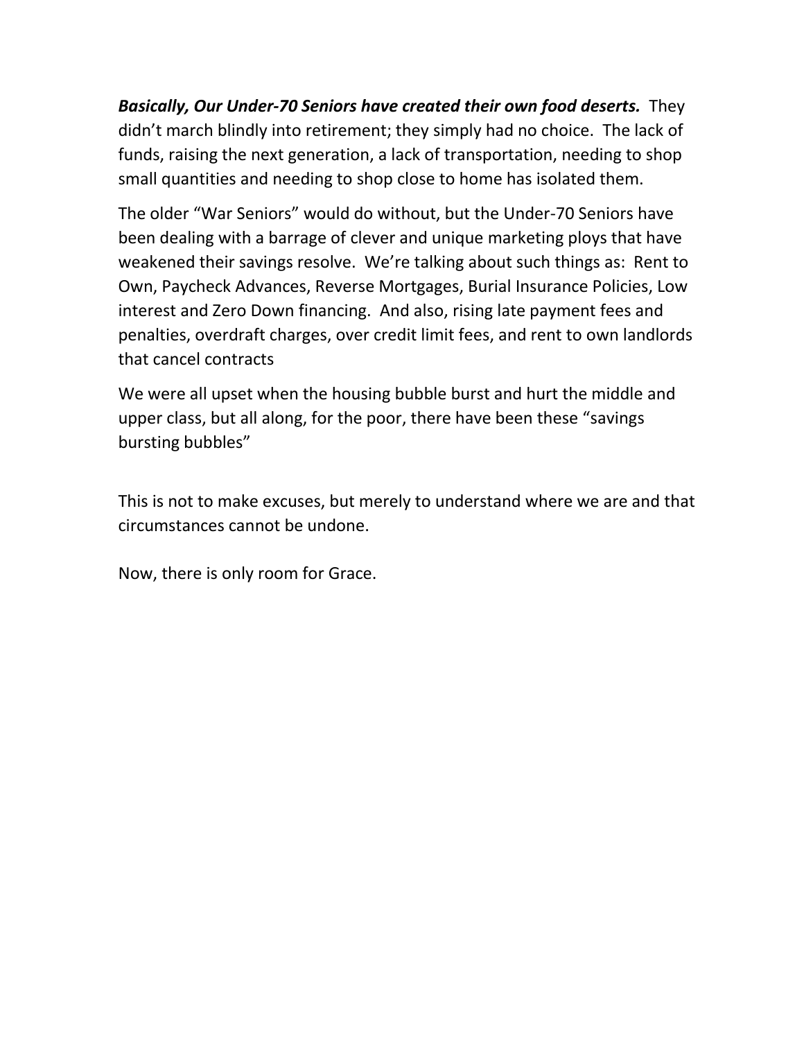***Basically, Our Under-70 Seniors have created their own food deserts.*** They didn't march blindly into retirement; they simply had no choice. The lack of funds, raising the next generation, a lack of transportation, needing to shop small quantities and needing to shop close to home has isolated them.

The older "War Seniors" would do without, but the Under-70 Seniors have been dealing with a barrage of clever and unique marketing ploys that have weakened their savings resolve. We're talking about such things as: Rent to Own, Paycheck Advances, Reverse Mortgages, Burial Insurance Policies, Low interest and Zero Down financing. And also, rising late payment fees and penalties, overdraft charges, over credit limit fees, and rent to own landlords that cancel contracts

We were all upset when the housing bubble burst and hurt the middle and upper class, but all along, for the poor, there have been these "savings bursting bubbles"

This is not to make excuses, but merely to understand where we are and that circumstances cannot be undone.

Now, there is only room for Grace.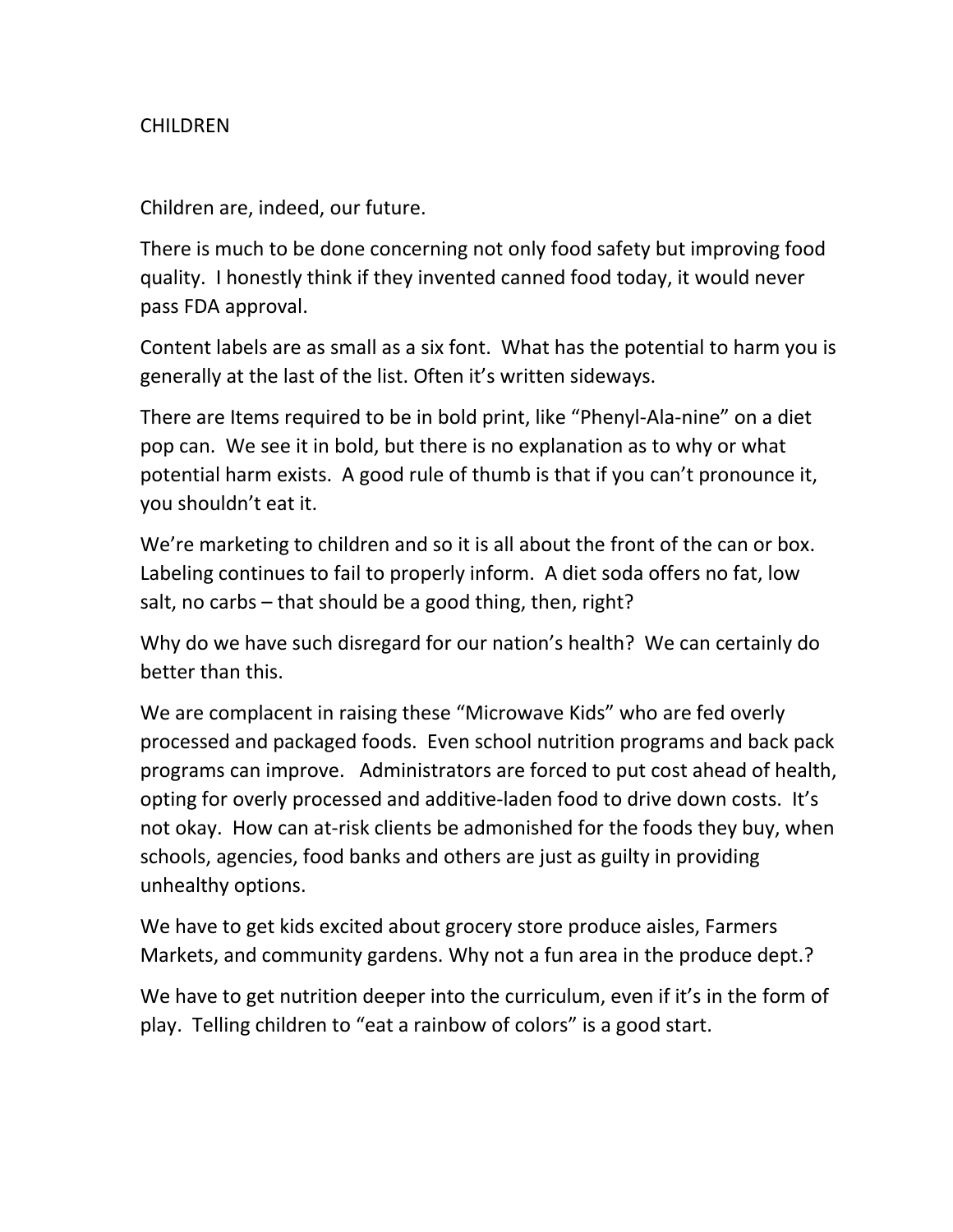# CHILDREN

Children are, indeed, our future.

There is much to be done concerning not only food safety but improving food quality. I honestly think if they invented canned food today, it would never pass FDA approval.

Content labels are as small as a six font. What has the potential to harm you is generally at the last of the list. Often it's written sideways.

There are Items required to be in bold print, like "Phenyl-Ala-nine" on a diet pop can. We see it in bold, but there is no explanation as to why or what potential harm exists. A good rule of thumb is that if you can't pronounce it, you shouldn't eat it.

We're marketing to children and so it is all about the front of the can or box. Labeling continues to fail to properly inform. A diet soda offers no fat, low salt, no carbs – that should be a good thing, then, right?

Why do we have such disregard for our nation's health? We can certainly do better than this.

We are complacent in raising these "Microwave Kids" who are fed overly processed and packaged foods. Even school nutrition programs and back pack programs can improve. Administrators are forced to put cost ahead of health, opting for overly processed and additive-laden food to drive down costs. It's not okay. How can at-risk clients be admonished for the foods they buy, when schools, agencies, food banks and others are just as guilty in providing unhealthy options.

We have to get kids excited about grocery store produce aisles, Farmers Markets, and community gardens. Why not a fun area in the produce dept.?

We have to get nutrition deeper into the curriculum, even if it's in the form of play. Telling children to "eat a rainbow of colors" is a good start.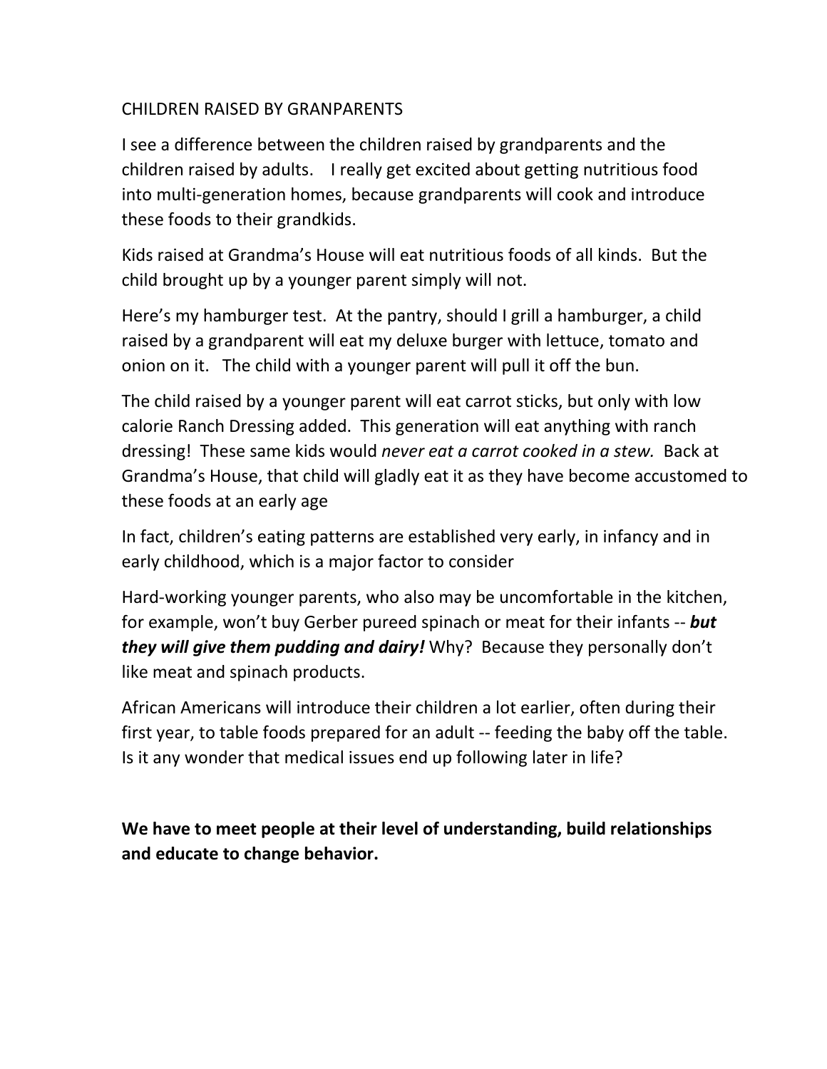CHILDREN RAISED BY GRANPARENTS

I see a difference between the children raised by grandparents and the children raised by adults. I really get excited about getting nutritious food into multi-generation homes, because grandparents will cook and introduce these foods to their grandkids.

Kids raised at Grandma's House will eat nutritious foods of all kinds. But the child brought up by a younger parent simply will not.

Here's my hamburger test. At the pantry, should I grill a hamburger, a child raised by a grandparent will eat my deluxe burger with lettuce, tomato and onion on it. The child with a younger parent will pull it off the bun.

The child raised by a younger parent will eat carrot sticks, but only with low calorie Ranch Dressing added. This generation will eat anything with ranch dressing! These same kids would *never eat a carrot cooked in a stew.* Back at Grandma's House, that child will gladly eat it as they have become accustomed to these foods at an early age

In fact, children's eating patterns are established very early, in infancy and in early childhood, which is a major factor to consider

Hard-working younger parents, who also may be uncomfortable in the kitchen, for example, won't buy Gerber pureed spinach or meat for their infants -- ***but they will give them pudding and dairy!*** Why? Because they personally don't like meat and spinach products.

African Americans will introduce their children a lot earlier, often during their first year, to table foods prepared for an adult -- feeding the baby off the table. Is it any wonder that medical issues end up following later in life?

**We have to meet people at their level of understanding, build relationships and educate to change behavior.**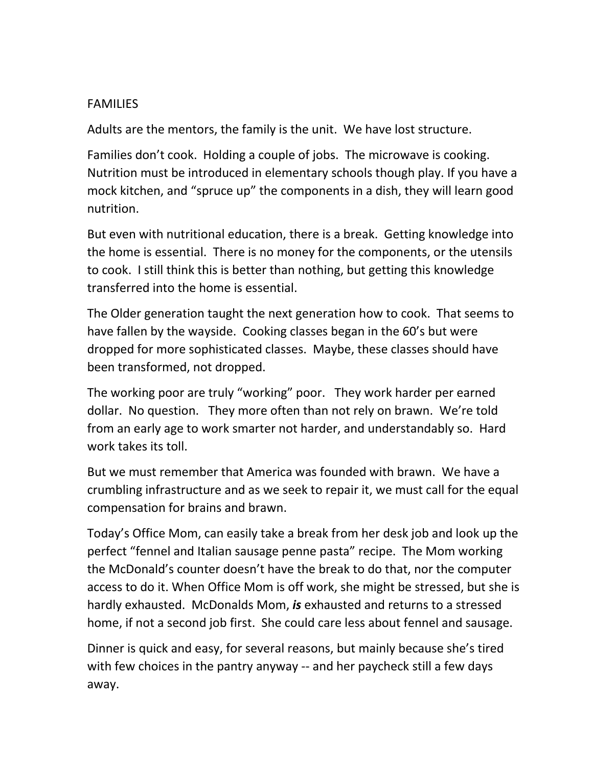# FAMILIES

Adults are the mentors, the family is the unit. We have lost structure.

Families don't cook. Holding a couple of jobs. The microwave is cooking. Nutrition must be introduced in elementary schools though play. If you have a mock kitchen, and "spruce up" the components in a dish, they will learn good nutrition.

But even with nutritional education, there is a break. Getting knowledge into the home is essential. There is no money for the components, or the utensils to cook. I still think this is better than nothing, but getting this knowledge transferred into the home is essential.

The Older generation taught the next generation how to cook. That seems to have fallen by the wayside. Cooking classes began in the 60's but were dropped for more sophisticated classes. Maybe, these classes should have been transformed, not dropped.

The working poor are truly "working" poor. They work harder per earned dollar. No question. They more often than not rely on brawn. We're told from an early age to work smarter not harder, and understandably so. Hard work takes its toll.

But we must remember that America was founded with brawn. We have a crumbling infrastructure and as we seek to repair it, we must call for the equal compensation for brains and brawn.

Today's Office Mom, can easily take a break from her desk job and look up the perfect "fennel and Italian sausage penne pasta" recipe. The Mom working the McDonald's counter doesn't have the break to do that, nor the computer access to do it. When Office Mom is off work, she might be stressed, but she is hardly exhausted. McDonalds Mom, ***is*** exhausted and returns to a stressed home, if not a second job first. She could care less about fennel and sausage.

Dinner is quick and easy, for several reasons, but mainly because she's tired with few choices in the pantry anyway -- and her paycheck still a few days away.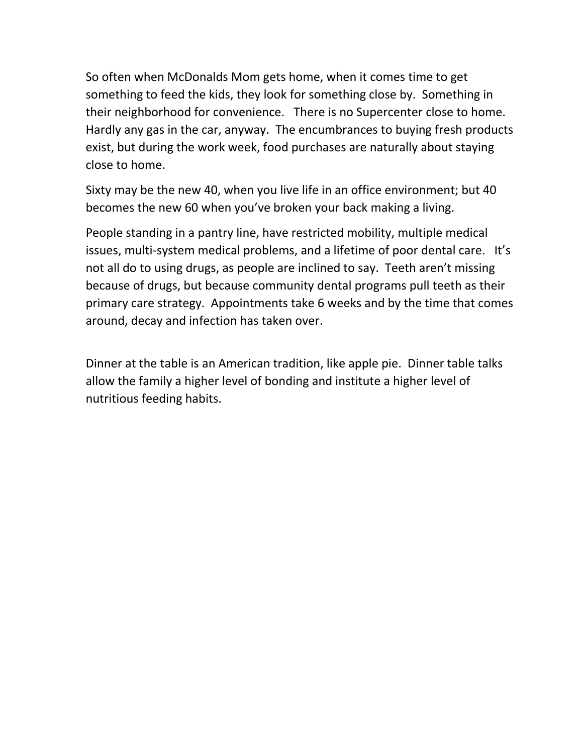So often when McDonalds Mom gets home, when it comes time to get something to feed the kids, they look for something close by. Something in their neighborhood for convenience. There is no Supercenter close to home. Hardly any gas in the car, anyway. The encumbrances to buying fresh products exist, but during the work week, food purchases are naturally about staying close to home.

Sixty may be the new 40, when you live life in an office environment; but 40 becomes the new 60 when you've broken your back making a living.

People standing in a pantry line, have restricted mobility, multiple medical issues, multi-system medical problems, and a lifetime of poor dental care. It's not all do to using drugs, as people are inclined to say. Teeth aren't missing because of drugs, but because community dental programs pull teeth as their primary care strategy. Appointments take 6 weeks and by the time that comes around, decay and infection has taken over.

Dinner at the table is an American tradition, like apple pie. Dinner table talks allow the family a higher level of bonding and institute a higher level of nutritious feeding habits.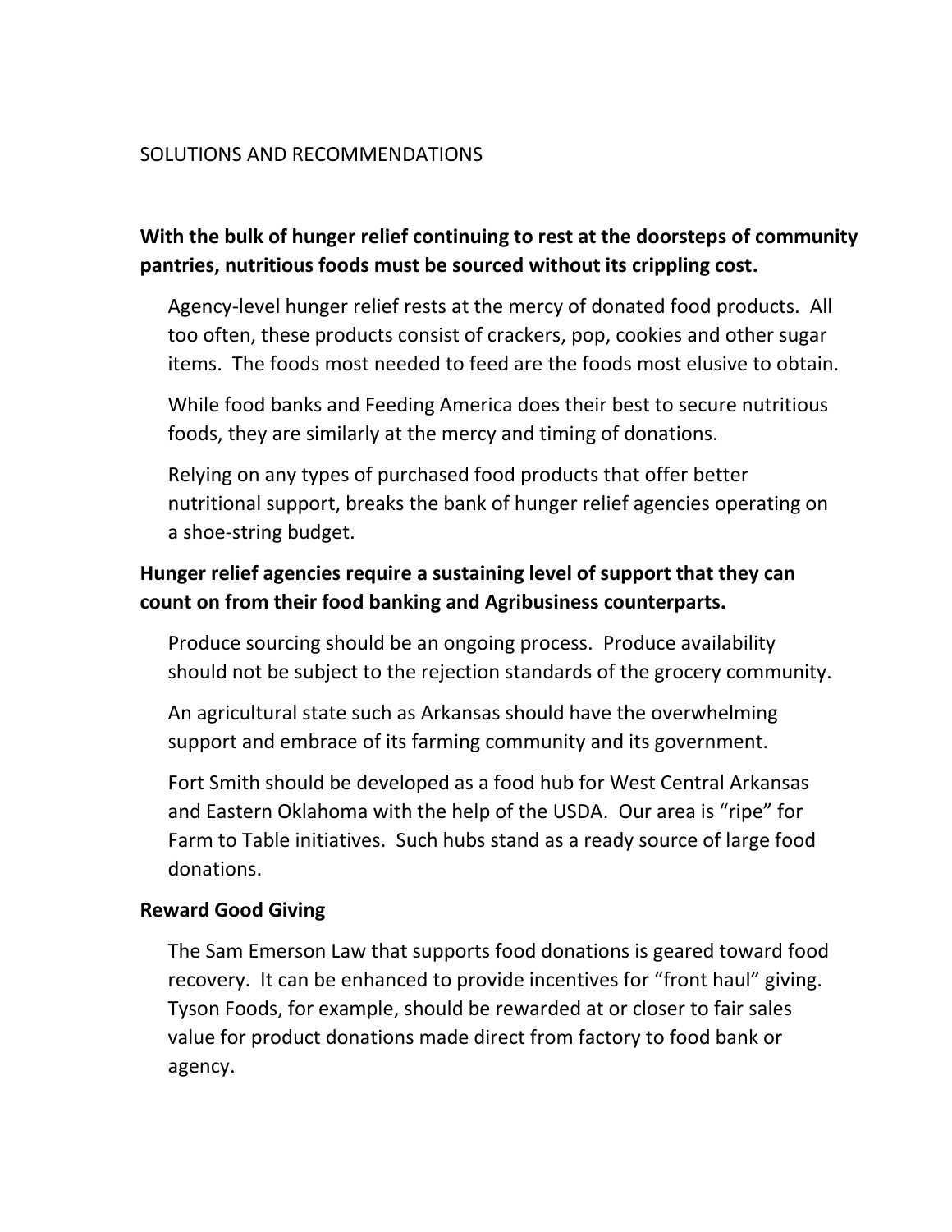SOLUTIONS AND RECOMMENDATIONS

**With the bulk of hunger relief continuing to rest at the doorsteps of community pantries, nutritious foods must be sourced without its crippling cost.**

Agency-level hunger relief rests at the mercy of donated food products. All too often, these products consist of crackers, pop, cookies and other sugar items. The foods most needed to feed are the foods most elusive to obtain.

While food banks and Feeding America does their best to secure nutritious foods, they are similarly at the mercy and timing of donations.

Relying on any types of purchased food products that offer better nutritional support, breaks the bank of hunger relief agencies operating on a shoe-string budget.

**Hunger relief agencies require a sustaining level of support that they can count on from their food banking and Agribusiness counterparts.**

Produce sourcing should be an ongoing process. Produce availability should not be subject to the rejection standards of the grocery community.

An agricultural state such as Arkansas should have the overwhelming support and embrace of its farming community and its government.

Fort Smith should be developed as a food hub for West Central Arkansas and Eastern Oklahoma with the help of the USDA. Our area is "ripe" for Farm to Table initiatives. Such hubs stand as a ready source of large food donations.

**Reward Good Giving**

The Sam Emerson Law that supports food donations is geared toward food recovery. It can be enhanced to provide incentives for "front haul" giving. Tyson Foods, for example, should be rewarded at or closer to fair sales value for product donations made direct from factory to food bank or agency.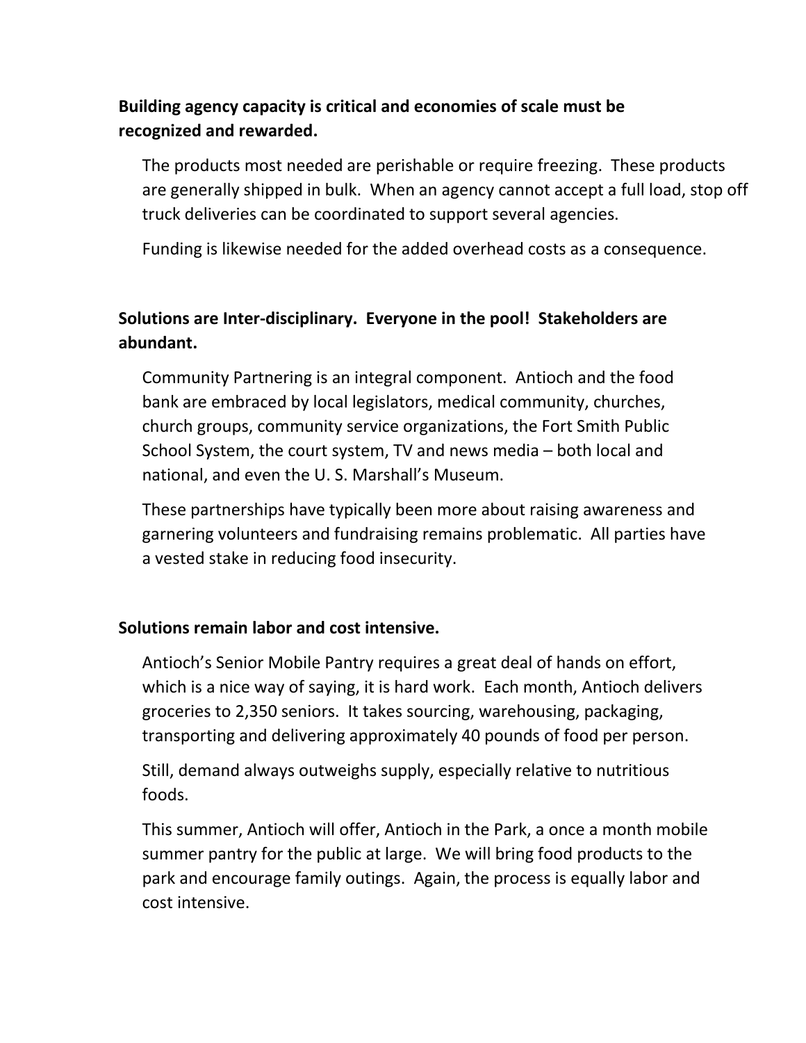**Building agency capacity is critical and economies of scale must be recognized and rewarded.**

The products most needed are perishable or require freezing. These products are generally shipped in bulk. When an agency cannot accept a full load, stop off truck deliveries can be coordinated to support several agencies.

Funding is likewise needed for the added overhead costs as a consequence.

**Solutions are Inter-disciplinary. Everyone in the pool! Stakeholders are abundant.**

Community Partnering is an integral component. Antioch and the food bank are embraced by local legislators, medical community, churches, church groups, community service organizations, the Fort Smith Public School System, the court system, TV and news media – both local and national, and even the U. S. Marshall's Museum.

These partnerships have typically been more about raising awareness and garnering volunteers and fundraising remains problematic. All parties have a vested stake in reducing food insecurity.

**Solutions remain labor and cost intensive.**

Antioch's Senior Mobile Pantry requires a great deal of hands on effort, which is a nice way of saying, it is hard work. Each month, Antioch delivers groceries to 2,350 seniors. It takes sourcing, warehousing, packaging, transporting and delivering approximately 40 pounds of food per person.

Still, demand always outweighs supply, especially relative to nutritious foods.

This summer, Antioch will offer, Antioch in the Park, a once a month mobile summer pantry for the public at large. We will bring food products to the park and encourage family outings. Again, the process is equally labor and cost intensive.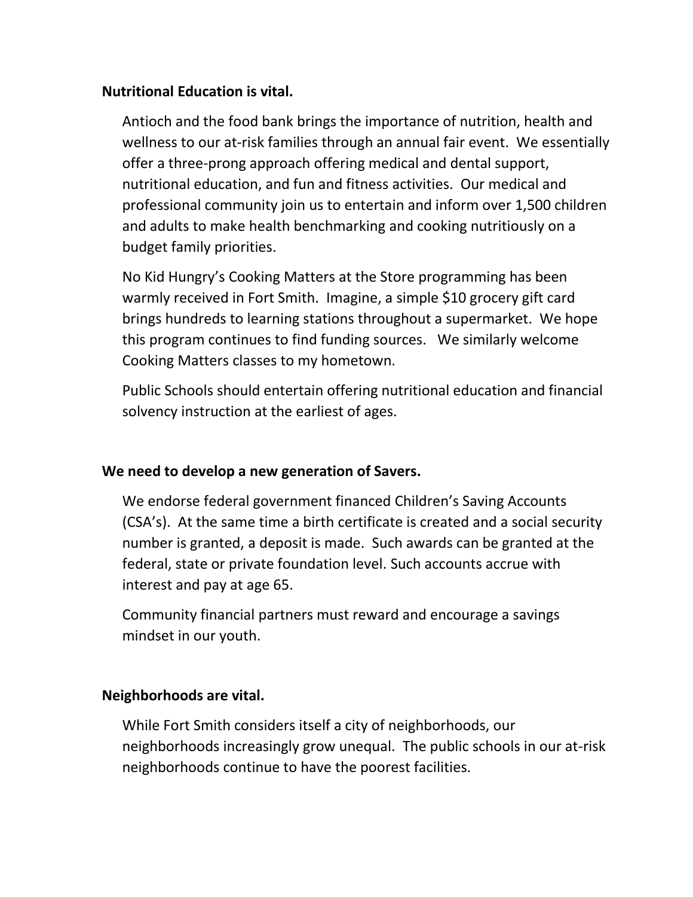**Nutritional Education is vital.**

Antioch and the food bank brings the importance of nutrition, health and wellness to our at-risk families through an annual fair event. We essentially offer a three-prong approach offering medical and dental support, nutritional education, and fun and fitness activities. Our medical and professional community join us to entertain and inform over 1,500 children and adults to make health benchmarking and cooking nutritiously on a budget family priorities.

No Kid Hungry's Cooking Matters at the Store programming has been warmly received in Fort Smith. Imagine, a simple $10 grocery gift card brings hundreds to learning stations throughout a supermarket. We hope this program continues to find funding sources. We similarly welcome Cooking Matters classes to my hometown.

Public Schools should entertain offering nutritional education and financial solvency instruction at the earliest of ages.

**We need to develop a new generation of Savers.**

We endorse federal government financed Children's Saving Accounts (CSA's). At the same time a birth certificate is created and a social security number is granted, a deposit is made. Such awards can be granted at the federal, state or private foundation level. Such accounts accrue with interest and pay at age 65.

Community financial partners must reward and encourage a savings mindset in our youth.

**Neighborhoods are vital.**

While Fort Smith considers itself a city of neighborhoods, our neighborhoods increasingly grow unequal. The public schools in our at-risk neighborhoods continue to have the poorest facilities.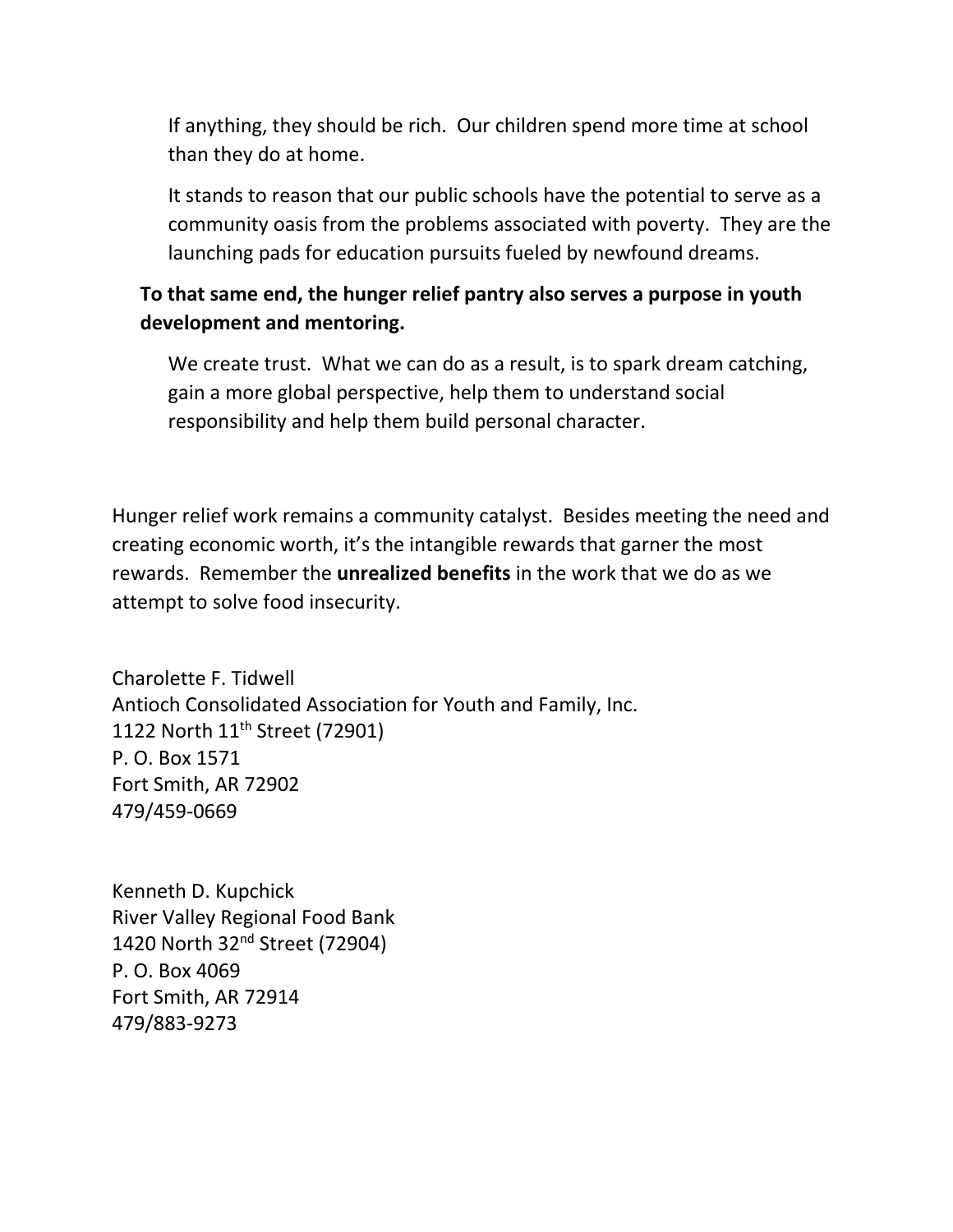If anything, they should be rich. Our children spend more time at school than they do at home.

It stands to reason that our public schools have the potential to serve as a community oasis from the problems associated with poverty. They are the launching pads for education pursuits fueled by newfound dreams.

**To that same end, the hunger relief pantry also serves a purpose in youth development and mentoring.**

We create trust. What we can do as a result, is to spark dream catching, gain a more global perspective, help them to understand social responsibility and help them build personal character.

Hunger relief work remains a community catalyst. Besides meeting the need and creating economic worth, it's the intangible rewards that garner the most rewards. Remember the **unrealized benefits** in the work that we do as we attempt to solve food insecurity.

Charolette F. Tidwell
Antioch Consolidated Association for Youth and Family, Inc.
1122 North 11th Street (72901)
P. O. Box 1571
Fort Smith, AR 72902
479/459-0669

Kenneth D. Kupchick
River Valley Regional Food Bank
1420 North 32nd Street (72904)
P. O. Box 4069
Fort Smith, AR 72914
479/883-9273